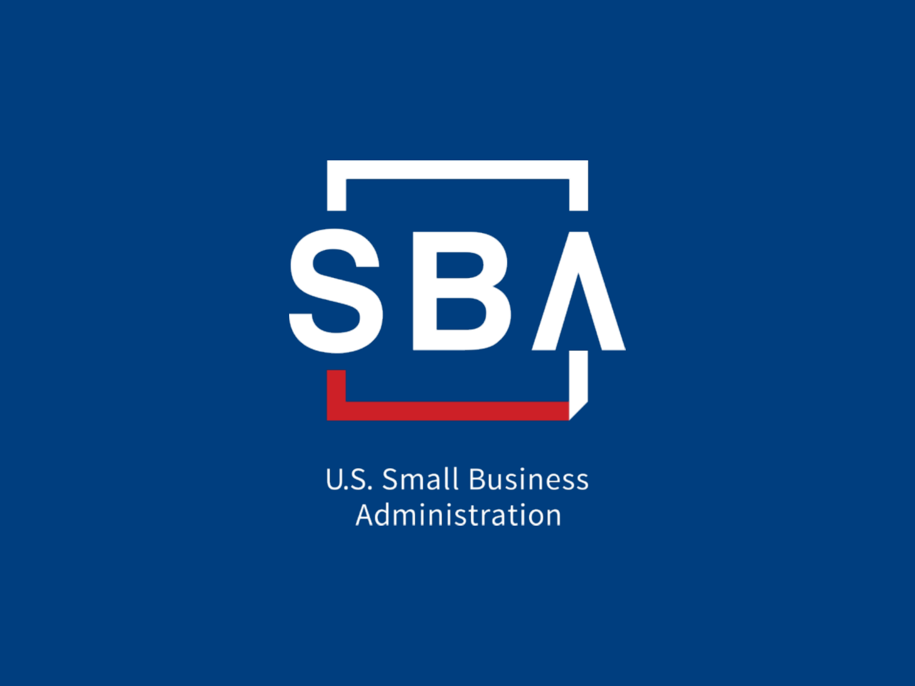# SBA

U.S. Small Business Administration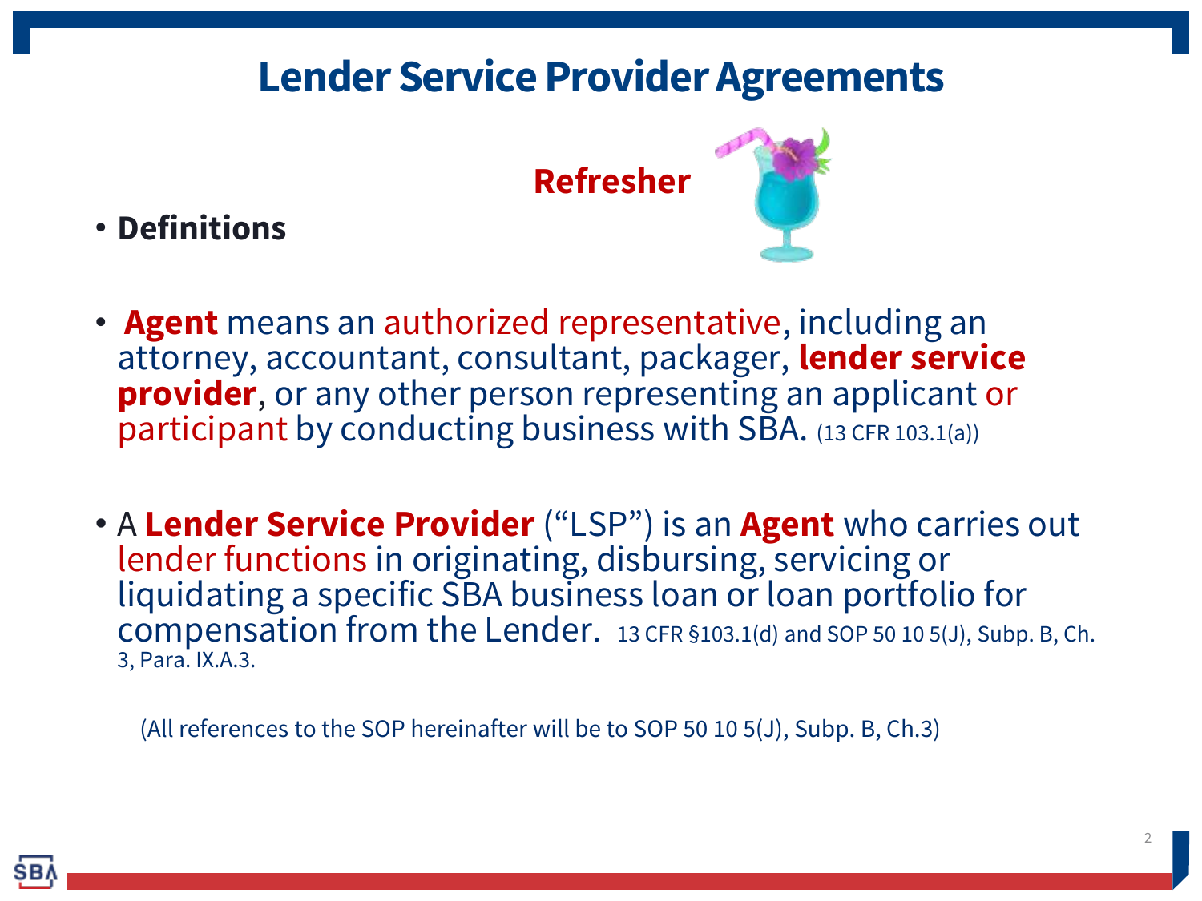# Lender Service Provider Agreements

**Refresher**

- **Definitions**

- **Agent** means an authorized representative, including an attorney, accountant, consultant, packager, **lender service provider**, or any other person representing an applicant or participant by conducting business with SBA. (13 CFR 103.1(a))

- A **Lender Service Provider** ("LSP") is an **Agent** who carries out lender functions in originating, disbursing, servicing or liquidating a specific SBA business loan or loan portfolio for compensation from the Lender. 13 CFR §103.1(d) and SOP 50 10 5(J), Subp. B, Ch. 3, Para. IX.A.3.

(All references to the SOP hereinafter will be to SOP 50 10 5(J), Subp. B, Ch.3)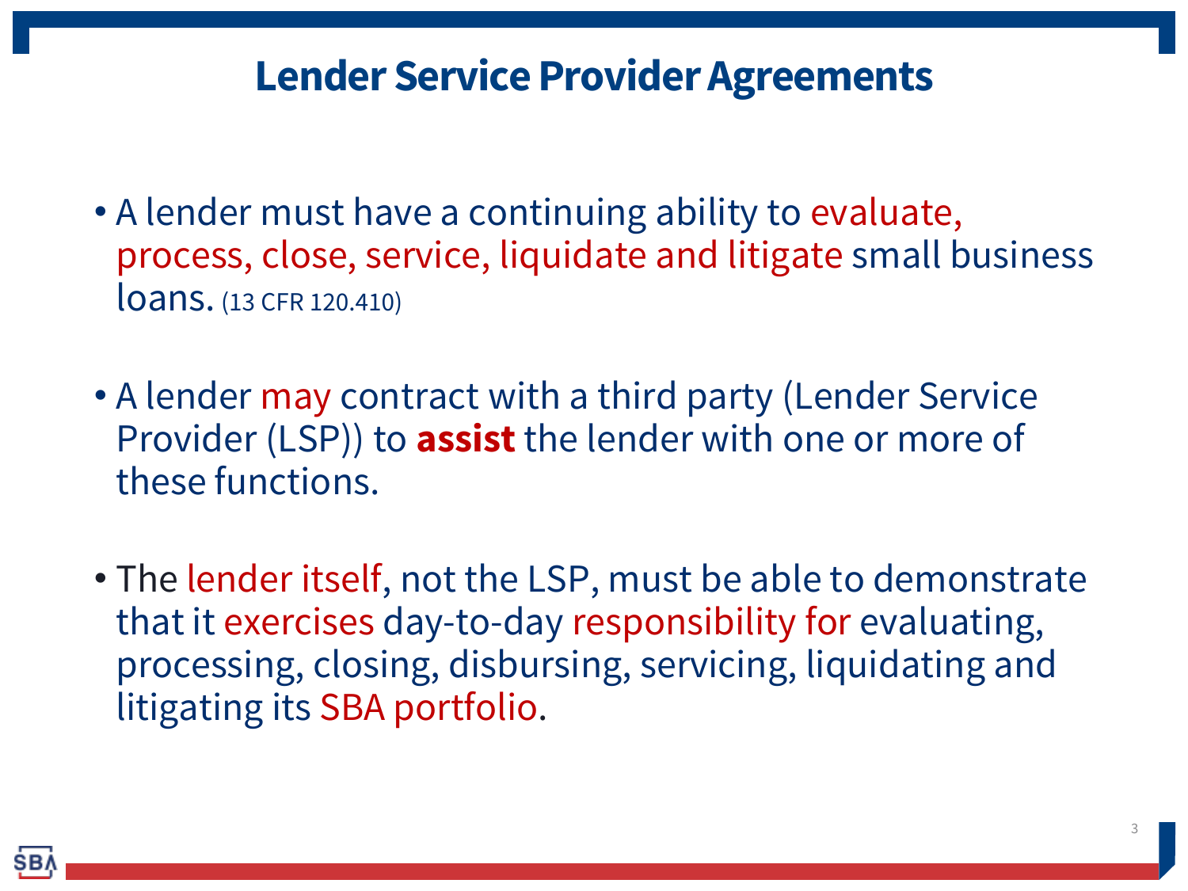# Lender Service Provider Agreements

- A lender must have a continuing ability to evaluate, process, close, service, liquidate and litigate small business loans. (13 CFR 120.410)

- A lender may contract with a third party (Lender Service Provider (LSP)) to **assist** the lender with one or more of these functions.

- The lender itself, not the LSP, must be able to demonstrate that it exercises day-to-day responsibility for evaluating, processing, closing, disbursing, servicing, liquidating and litigating its SBA portfolio.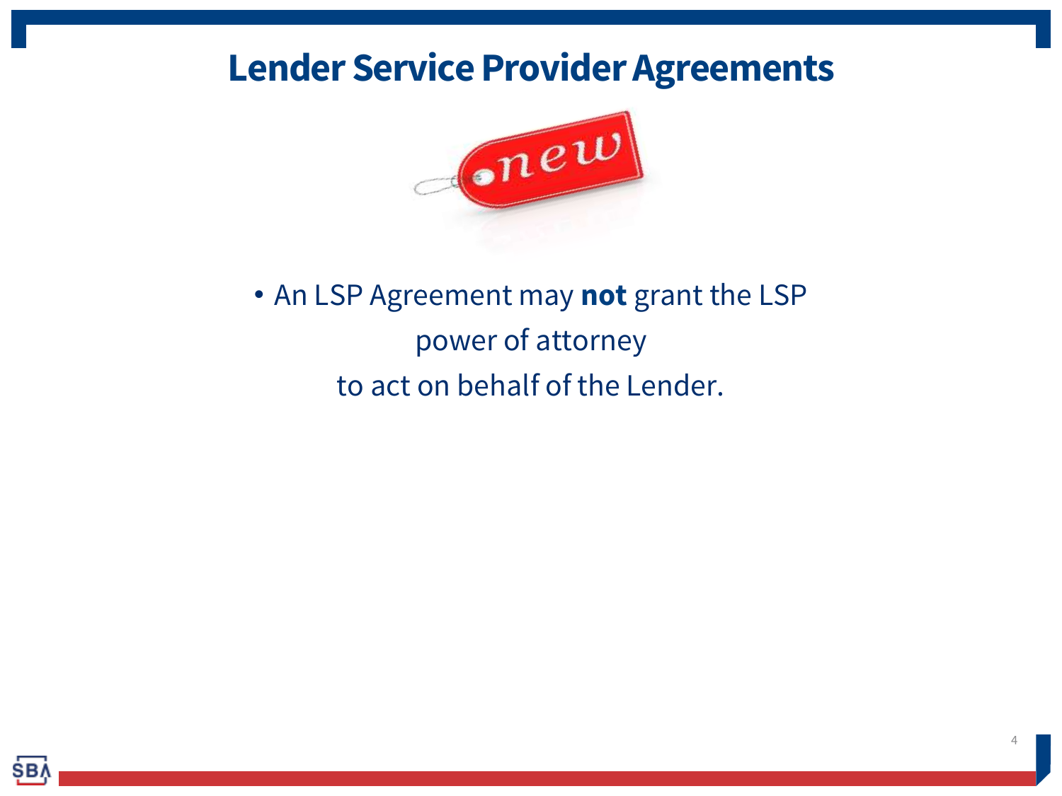# Lender Service Provider Agreements

- An LSP Agreement may **not** grant the LSP power of attorney to act on behalf of the Lender.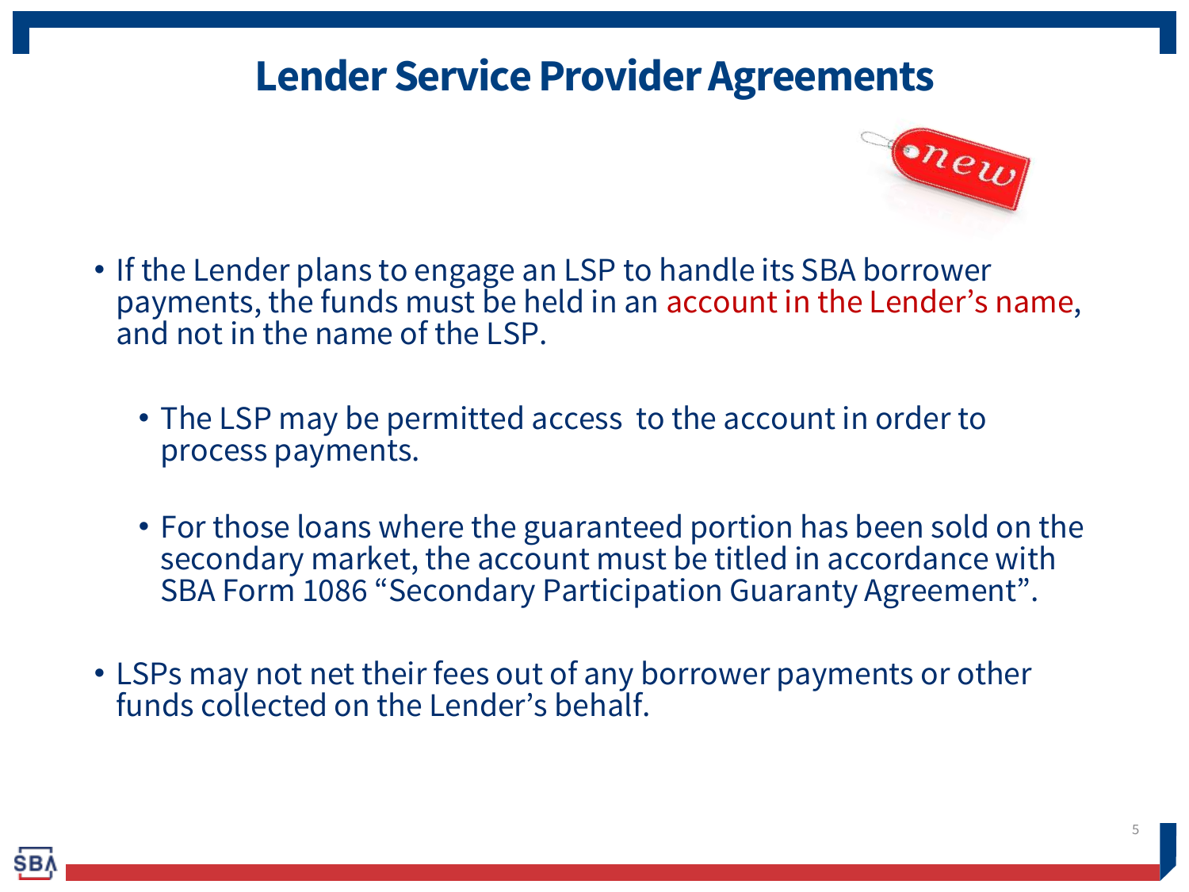# Lender Service Provider Agreements

- If the Lender plans to engage an LSP to handle its SBA borrower payments, the funds must be held in an account in the Lender's name, and not in the name of the LSP.
  - The LSP may be permitted access to the account in order to process payments.
  - For those loans where the guaranteed portion has been sold on the secondary market, the account must be titled in accordance with SBA Form 1086 "Secondary Participation Guaranty Agreement".
- LSPs may not net their fees out of any borrower payments or other funds collected on the Lender's behalf.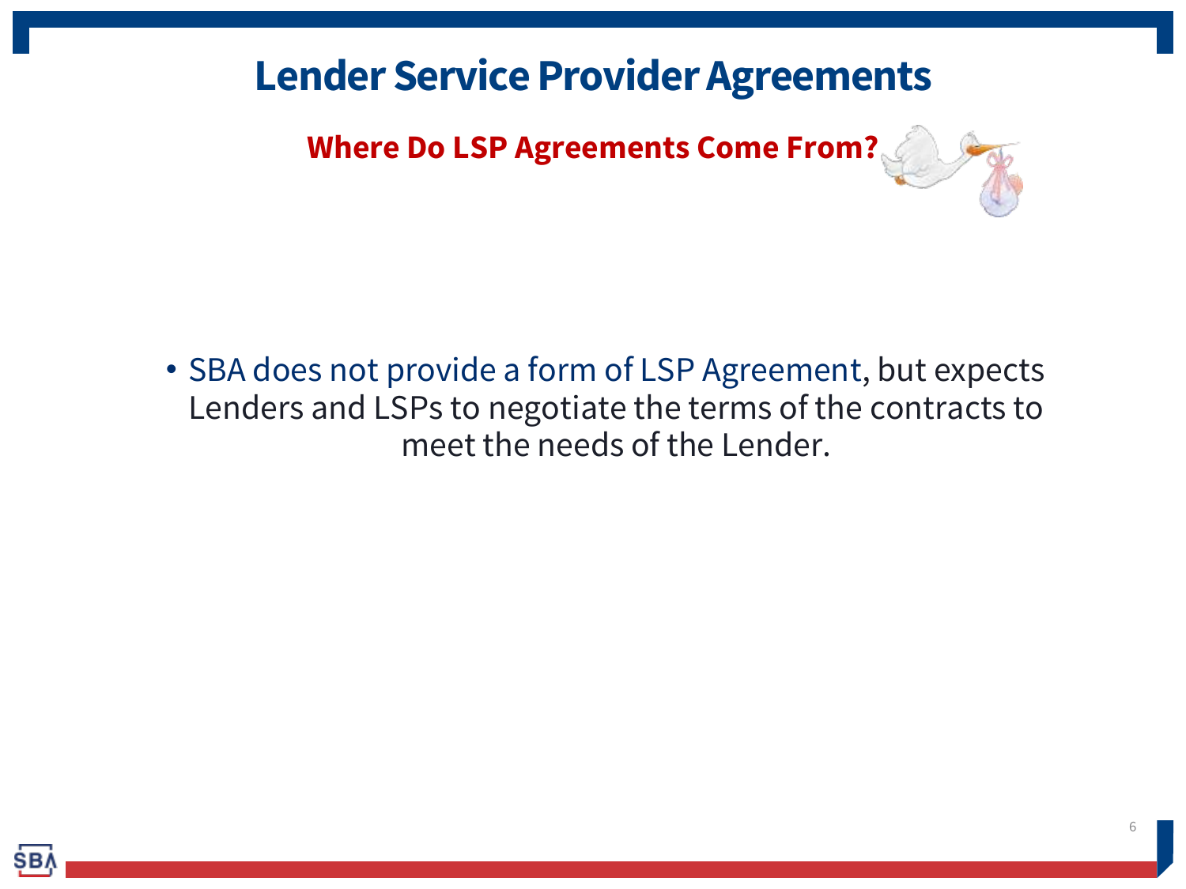# Lender Service Provider Agreements

## Where Do LSP Agreements Come From?

- SBA does not provide a form of LSP Agreement, but expects Lenders and LSPs to negotiate the terms of the contracts to meet the needs of the Lender.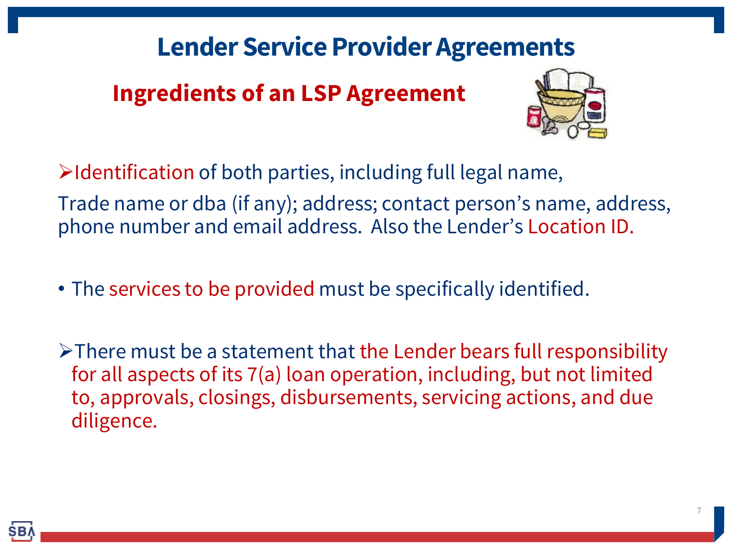# Lender Service Provider Agreements

## Ingredients of an LSP Agreement

- Identification of both parties, including full legal name,

Trade name or dba (if any); address; contact person's name, address, phone number and email address. Also the Lender's Location ID.

- The services to be provided must be specifically identified.

- There must be a statement that the Lender bears full responsibility for all aspects of its 7(a) loan operation, including, but not limited to, approvals, closings, disbursements, servicing actions, and due diligence.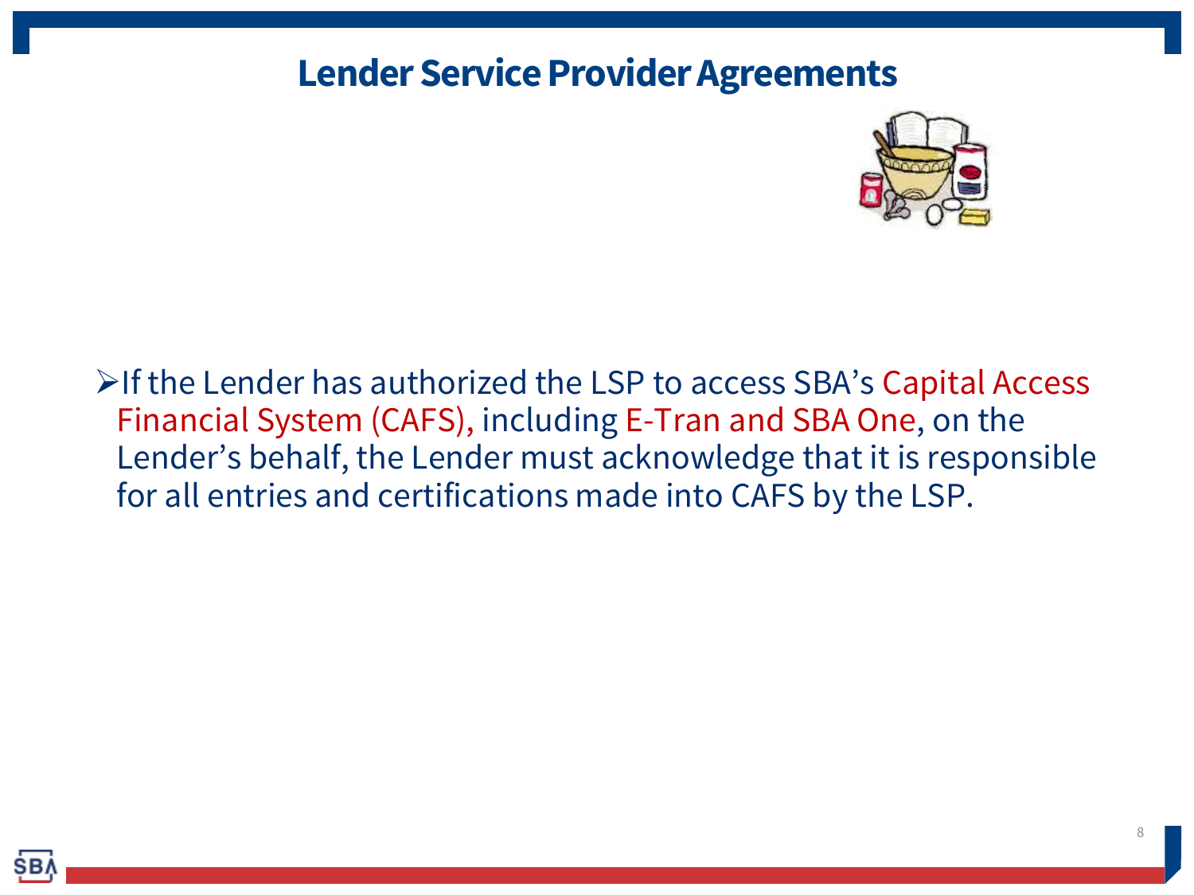# Lender Service Provider Agreements

- If the Lender has authorized the LSP to access SBA's Capital Access Financial System (CAFS), including E-Tran and SBA One, on the Lender's behalf, the Lender must acknowledge that it is responsible for all entries and certifications made into CAFS by the LSP.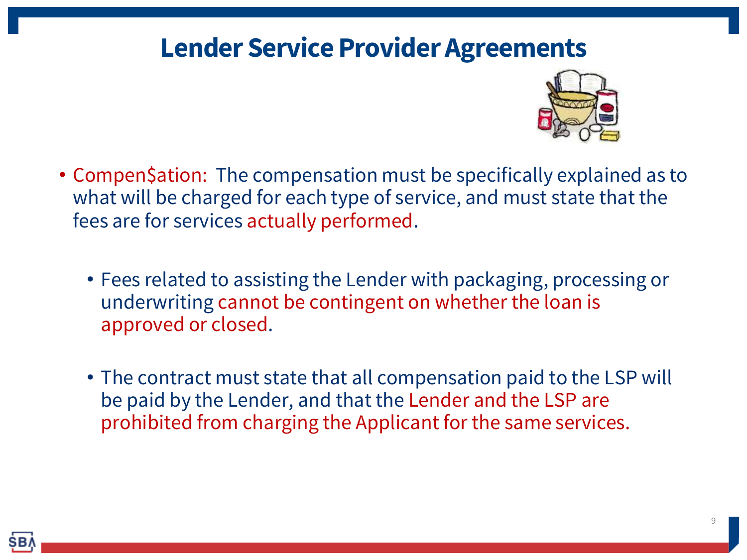# Lender Service Provider Agreements

- Compen$ation: The compensation must be specifically explained as to what will be charged for each type of service, and must state that the fees are for services actually performed.
  - Fees related to assisting the Lender with packaging, processing or underwriting cannot be contingent on whether the loan is approved or closed.
  - The contract must state that all compensation paid to the LSP will be paid by the Lender, and that the Lender and the LSP are prohibited from charging the Applicant for the same services.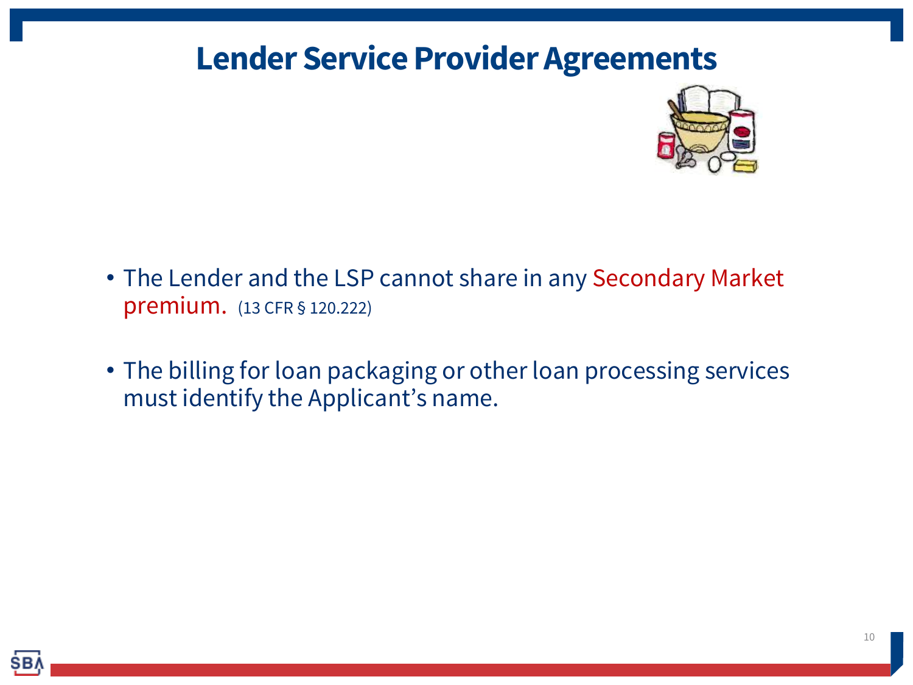# Lender Service Provider Agreements

- The Lender and the LSP cannot share in any Secondary Market premium. (13 CFR § 120.222)
- The billing for loan packaging or other loan processing services must identify the Applicant's name.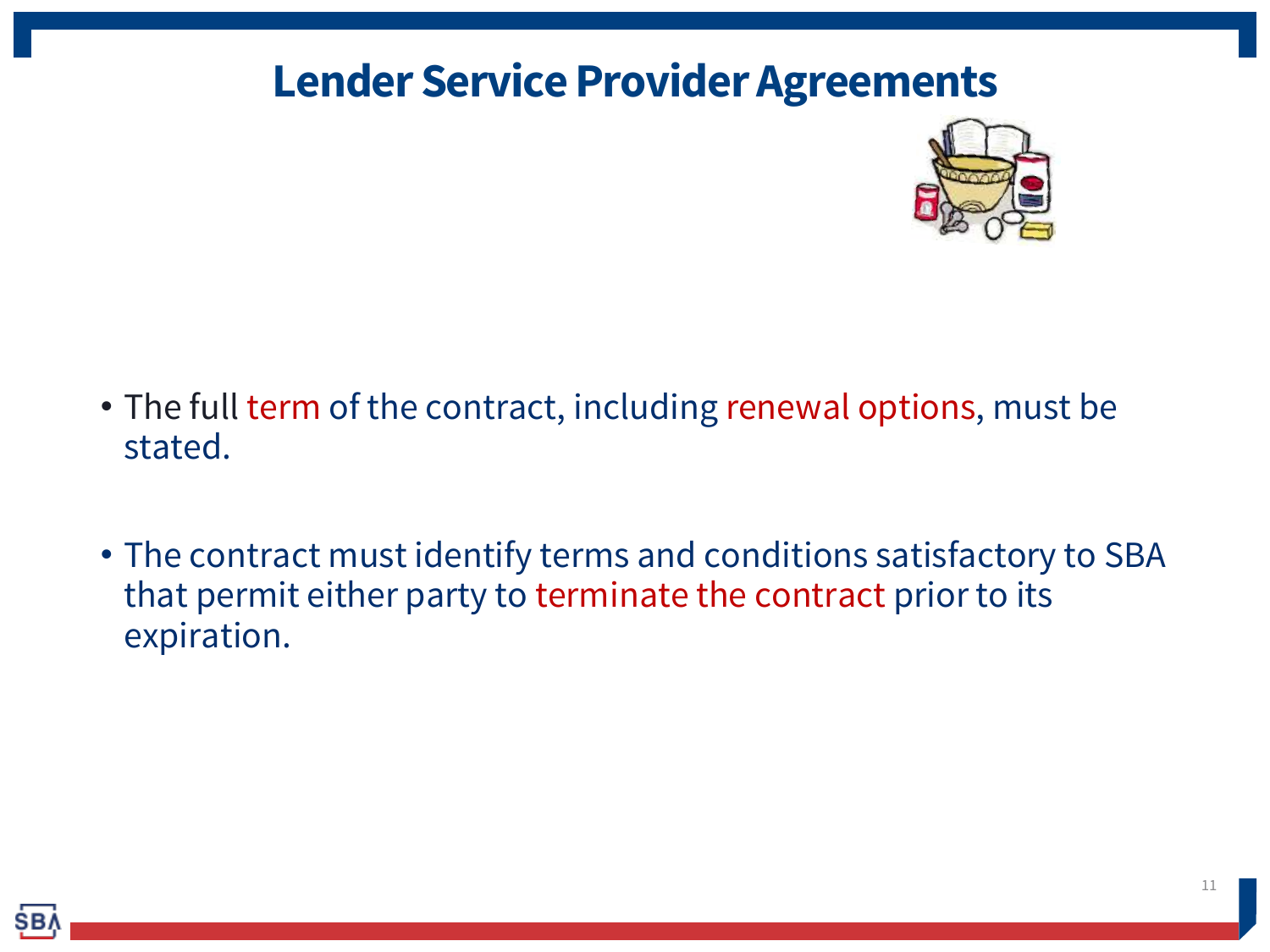# Lender Service Provider Agreements

- The full term of the contract, including renewal options, must be stated.

- The contract must identify terms and conditions satisfactory to SBA that permit either party to terminate the contract prior to its expiration.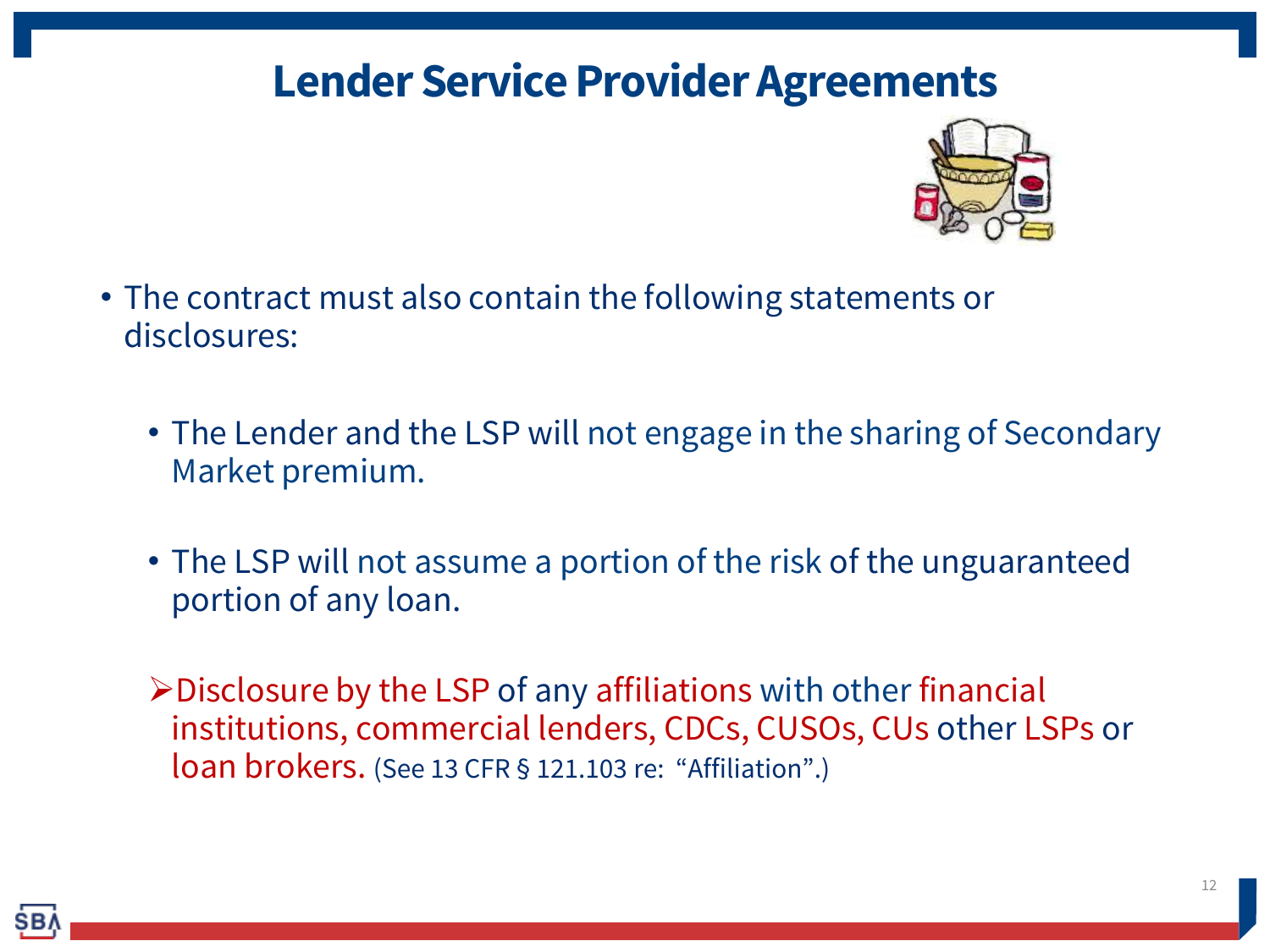# Lender Service Provider Agreements

- The contract must also contain the following statements or disclosures:
  - The Lender and the LSP will not engage in the sharing of Secondary Market premium.
  - The LSP will not assume a portion of the risk of the unguaranteed portion of any loan.

➢ Disclosure by the LSP of any affiliations with other financial institutions, commercial lenders, CDCs, CUSOs, CUs other LSPs or loan brokers. (See 13 CFR § 121.103 re: "Affiliation".)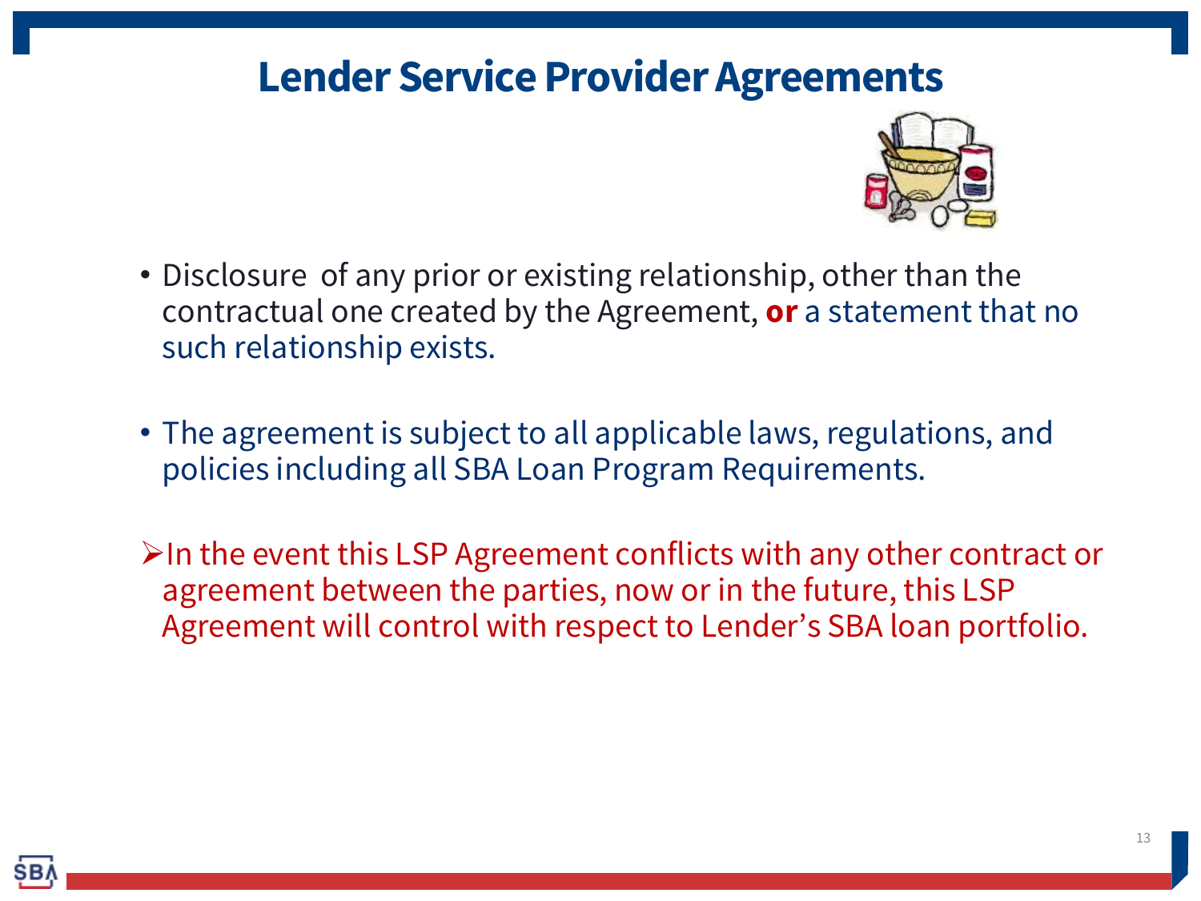# Lender Service Provider Agreements

- Disclosure of any prior or existing relationship, other than the contractual one created by the Agreement, **or** a statement that no such relationship exists.

- The agreement is subject to all applicable laws, regulations, and policies including all SBA Loan Program Requirements.

➢ In the event this LSP Agreement conflicts with any other contract or agreement between the parties, now or in the future, this LSP Agreement will control with respect to Lender's SBA loan portfolio.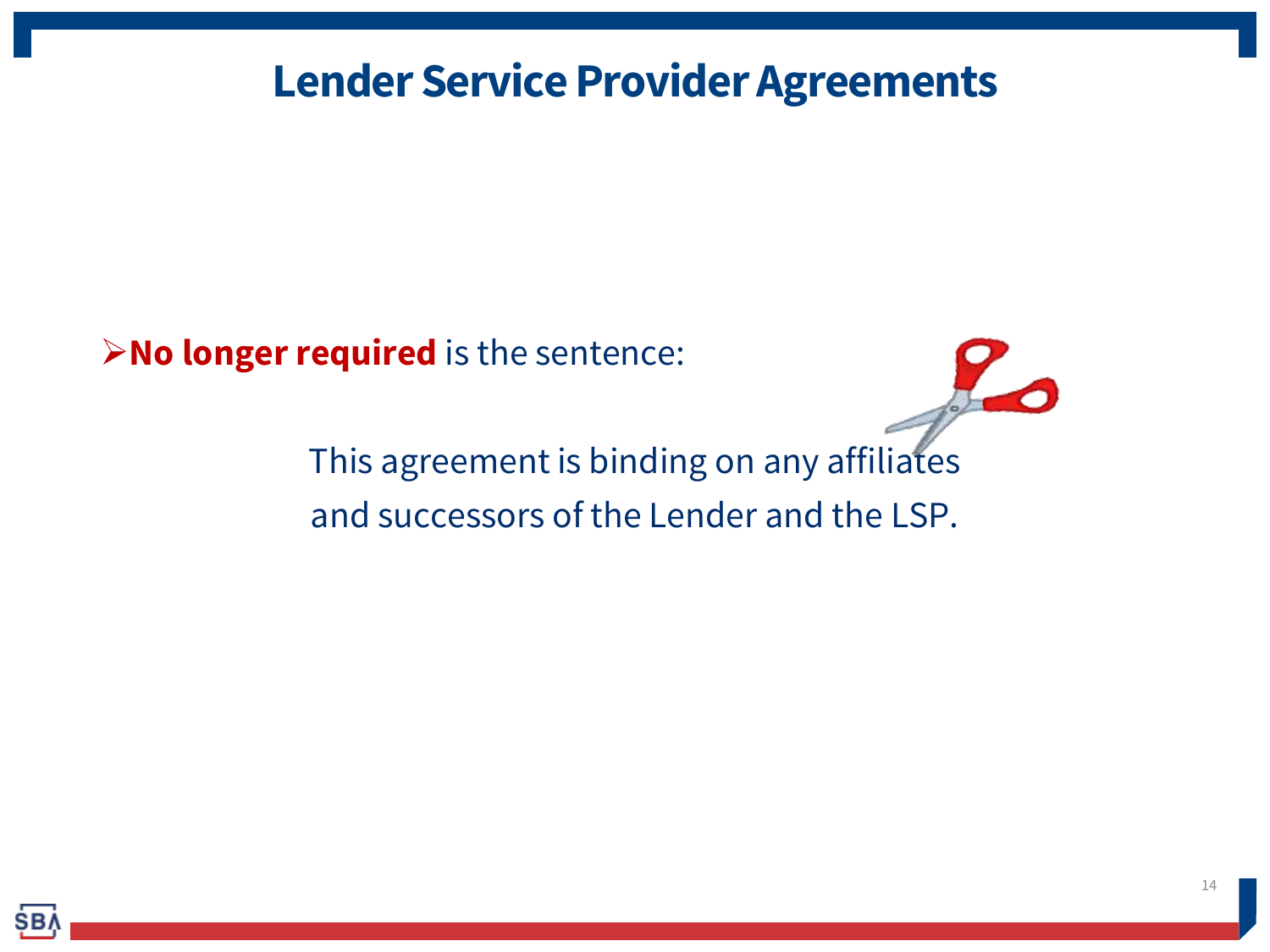# Lender Service Provider Agreements

- **No longer required** is the sentence:

  This agreement is binding on any affiliates and successors of the Lender and the LSP.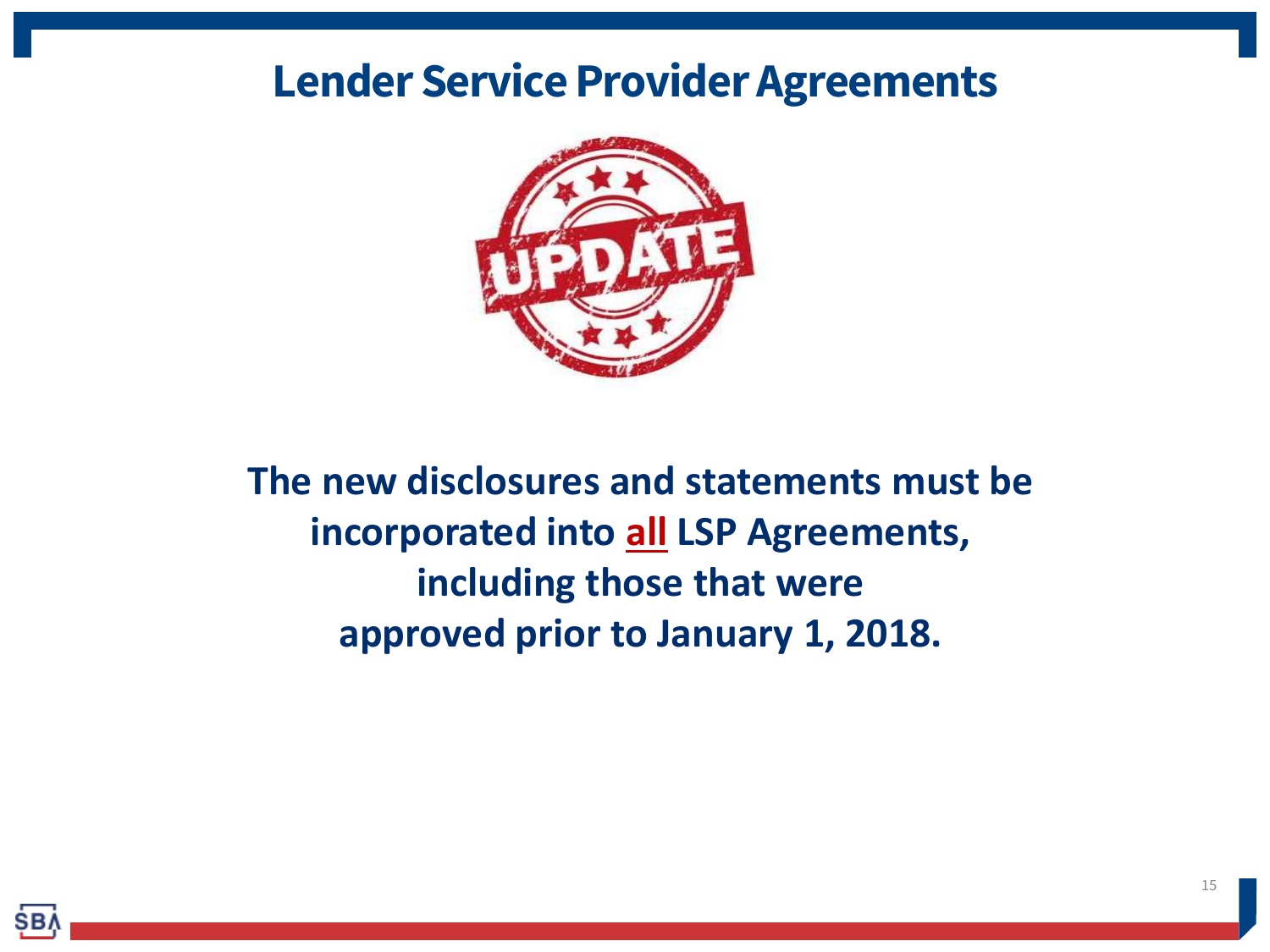# Lender Service Provider Agreements

**The new disclosures and statements must be incorporated into <u>all</u> LSP Agreements, including those that were approved prior to January 1, 2018.**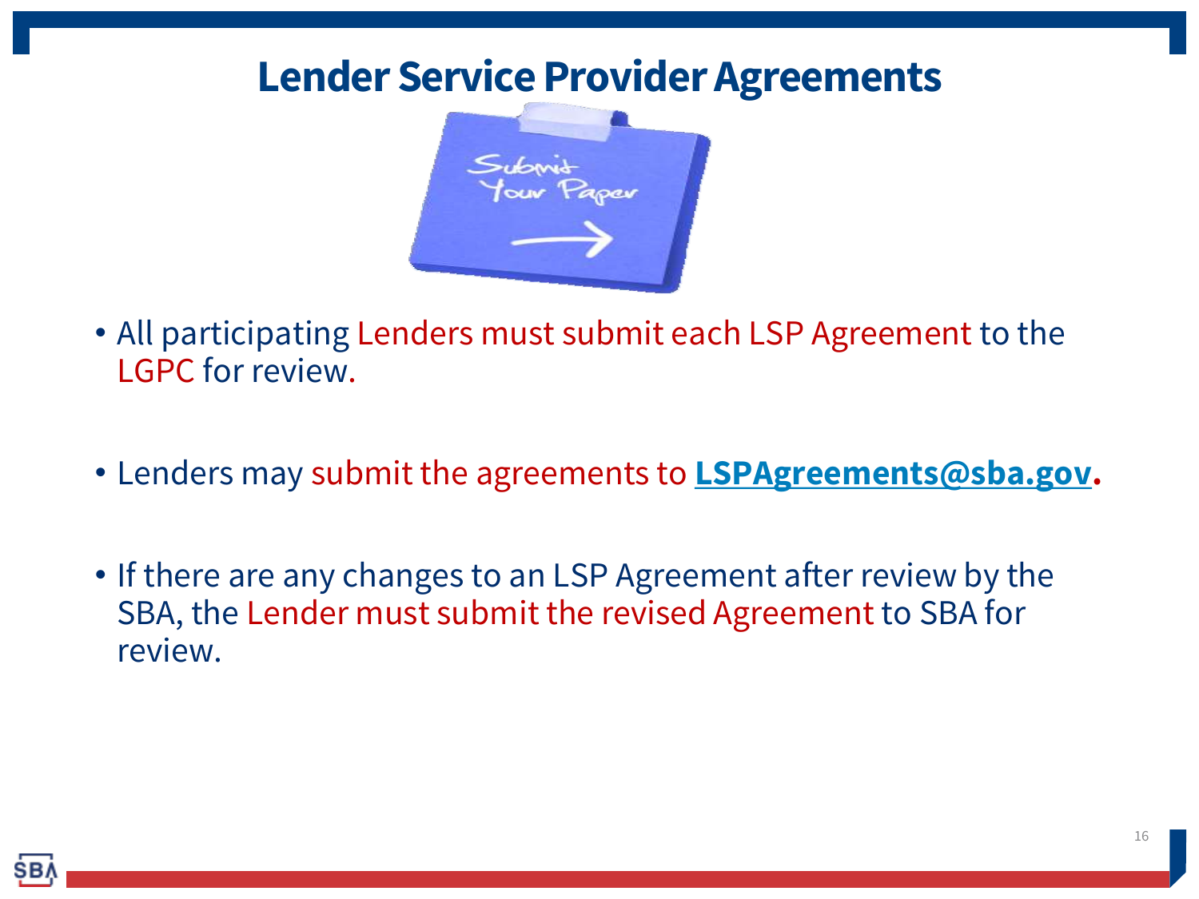# Lender Service Provider Agreements

- All participating Lenders must submit each LSP Agreement to the LGPC for review.

- Lenders may submit the agreements to **LSPAgreements@sba.gov**.

- If there are any changes to an LSP Agreement after review by the SBA, the Lender must submit the revised Agreement to SBA for review.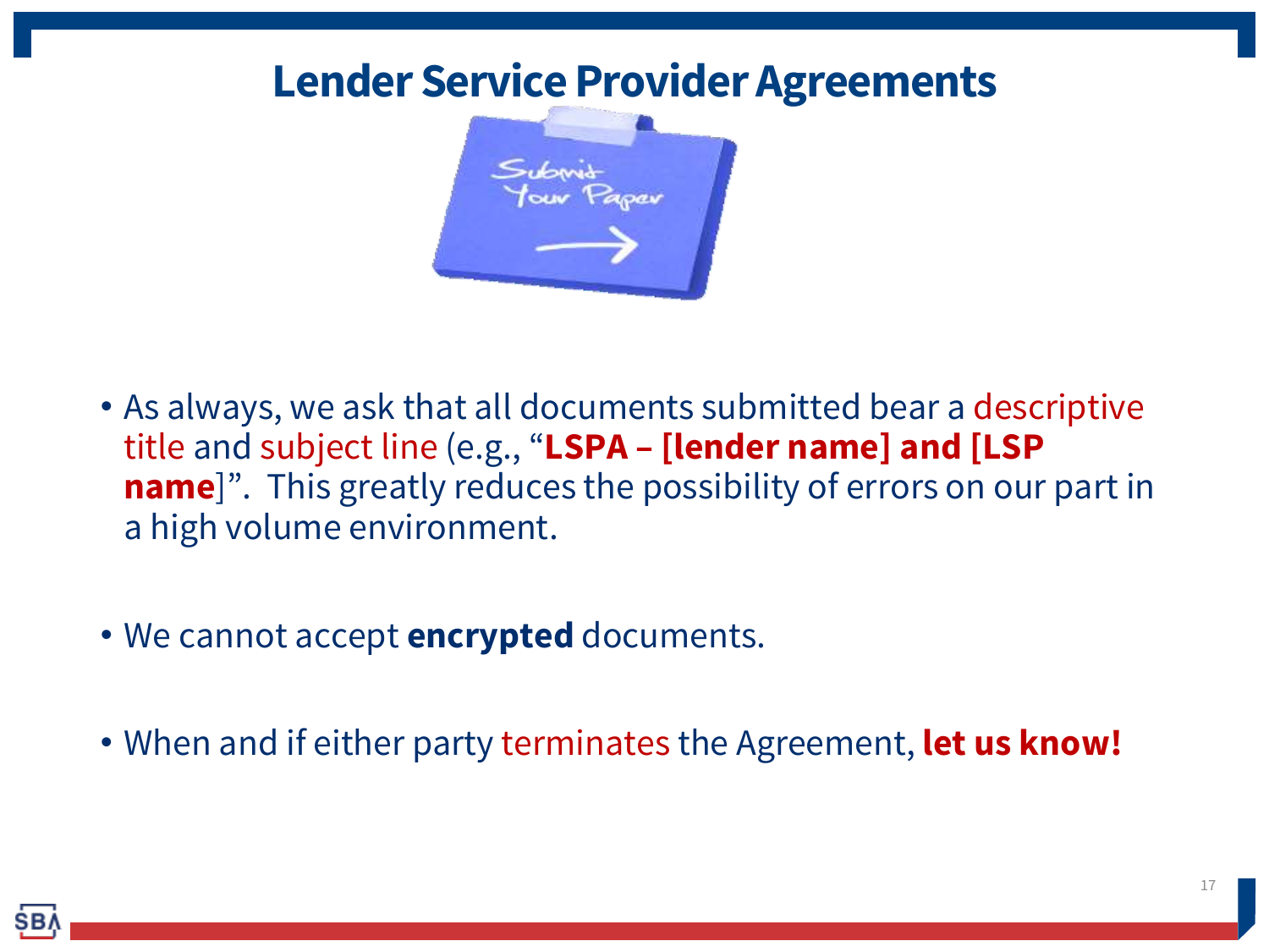# Lender Service Provider Agreements

- As always, we ask that all documents submitted bear a descriptive title and subject line (e.g., "**LSPA – [lender name] and [LSP name]**". This greatly reduces the possibility of errors on our part in a high volume environment.

- We cannot accept **encrypted** documents.

- When and if either party terminates the Agreement, **let us know!**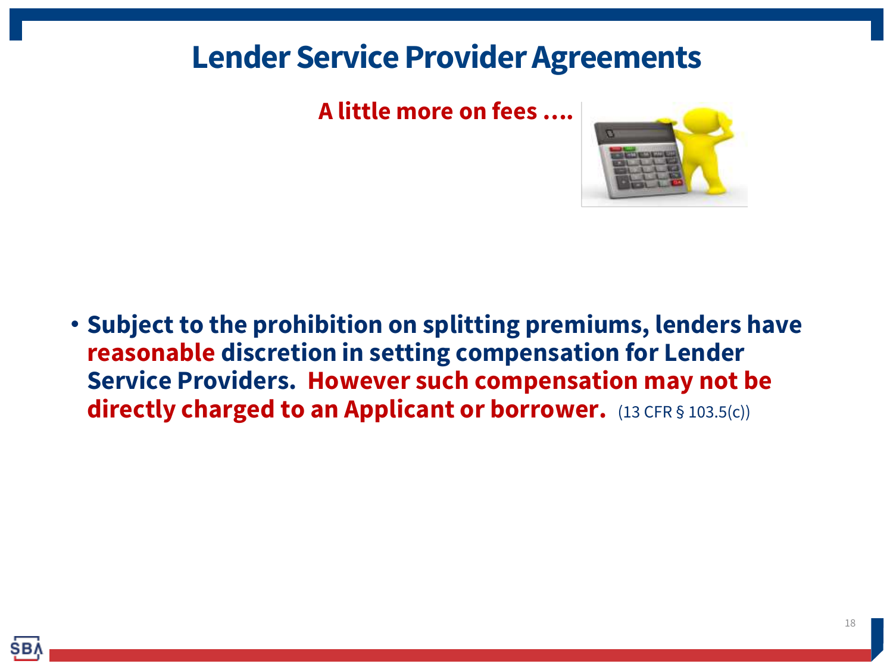# Lender Service Provider Agreements

**A little more on fees ....**

- **Subject to the prohibition on splitting premiums, lenders have reasonable discretion in setting compensation for Lender Service Providers. However such compensation may not be directly charged to an Applicant or borrower.** (13 CFR § 103.5(c))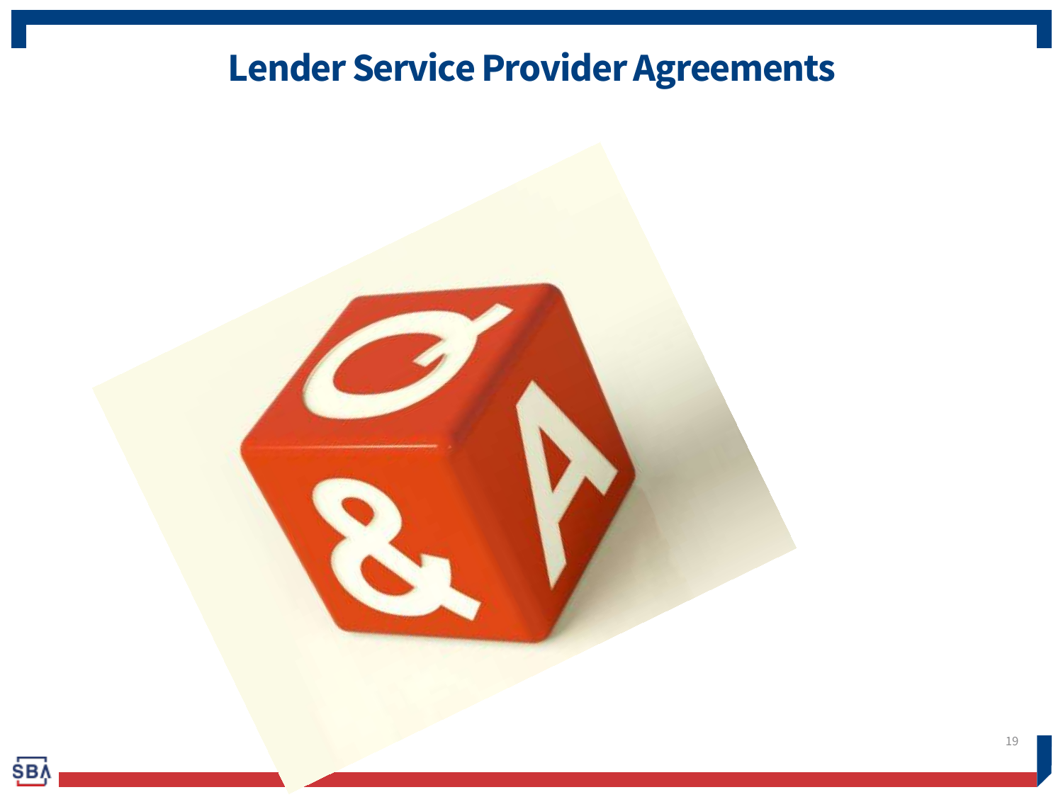# Lender Service Provider Agreements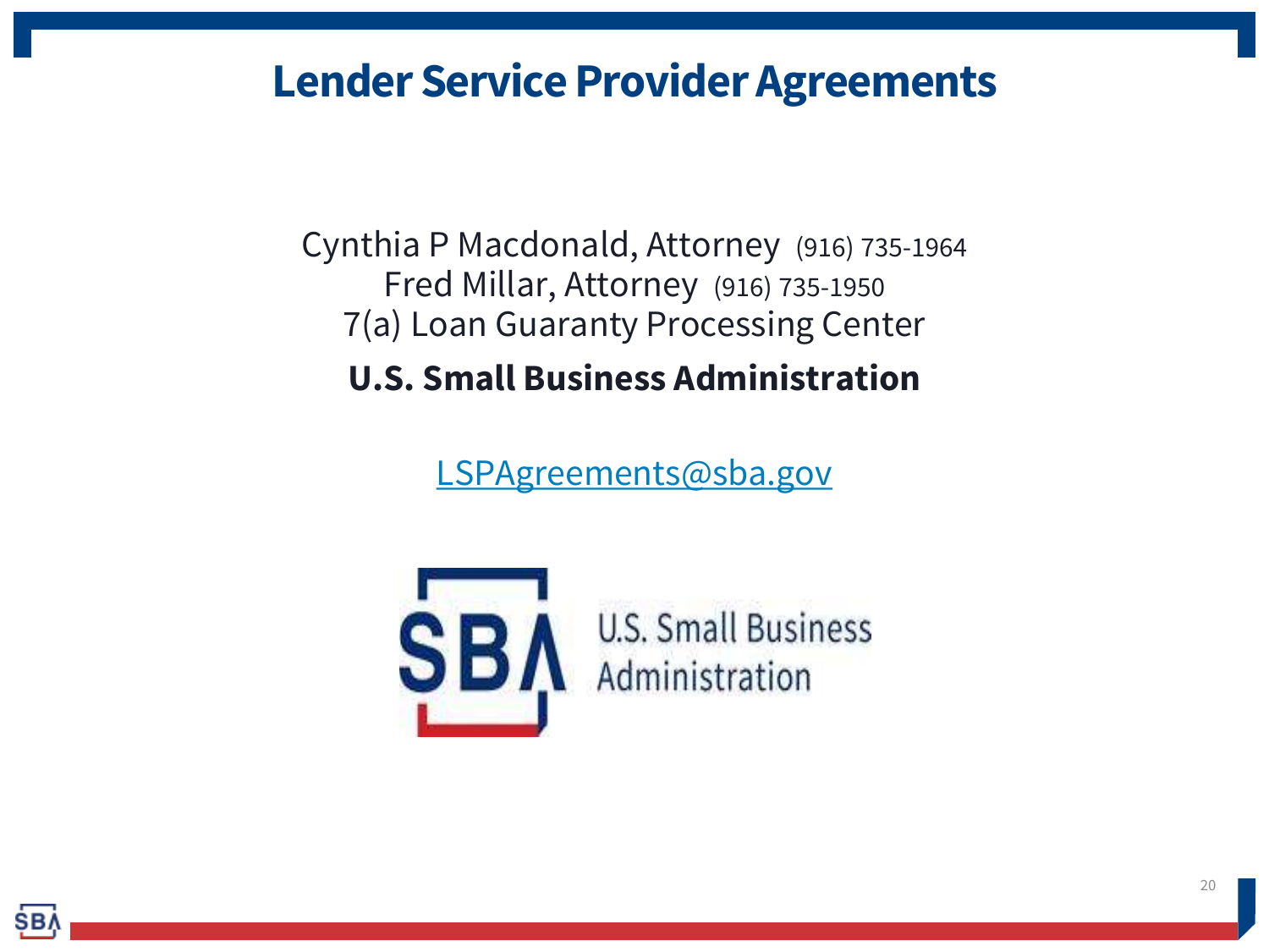# Lender Service Provider Agreements

Cynthia P Macdonald, Attorney (916) 735-1964
Fred Millar, Attorney (916) 735-1950
7(a) Loan Guaranty Processing Center

**U.S. Small Business Administration**

LSPAgreements@sba.gov

SBA U.S. Small Business Administration